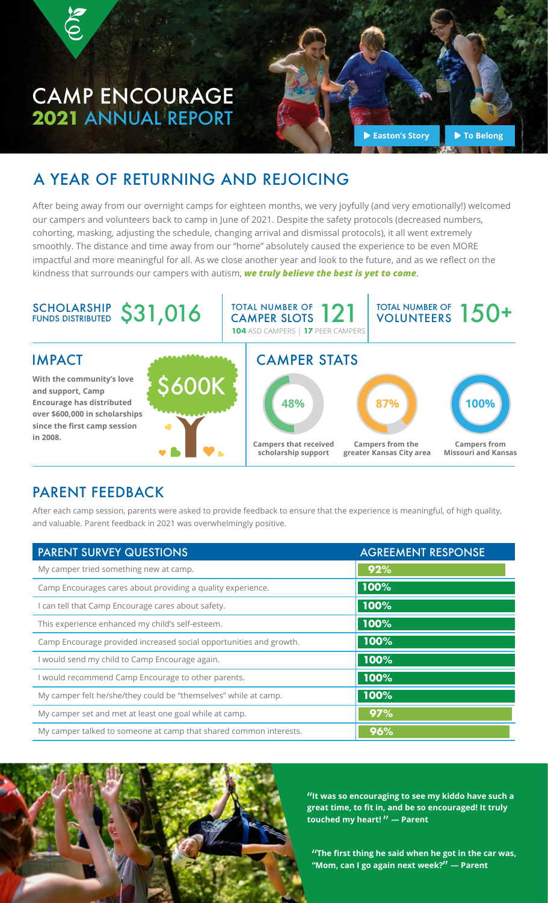# CAMP ENCOURAGE
## 2021 ANNUAL REPORT

▶ Easton's Story ▶ To Belong

## A YEAR OF RETURNING AND REJOICING

After being away from our overnight camps for eighteen months, we very joyfully (and very emotionally!) welcomed our campers and volunteers back to camp in June of 2021. Despite the safety protocols (decreased numbers, cohorting, masking, adjusting the schedule, changing arrival and dismissal protocols), it all went extremely smoothly. The distance and time away from our "home" absolutely caused the experience to be even MORE impactful and more meaningful for all. As we close another year and look to the future, and as we reflect on the kindness that surrounds our campers with autism, ***we truly believe the best is yet to come***.

**SCHOLARSHIP FUNDS DISTRIBUTED** $31,016

**TOTAL NUMBER OF CAMPER SLOTS** 121
**104** ASD CAMPERS | **17** PEER CAMPERS

**TOTAL NUMBER OF VOLUNTEERS** 150+

## IMPACT

**With the community's love and support, Camp Encourage has distributed over $600,000 in scholarships since the first camp session in 2008.**

$600K

## CAMPER STATS

- **48%** Campers that received scholarship support
- **87%** Campers from the greater Kansas City area
- **100%** Campers from Missouri and Kansas

## PARENT FEEDBACK

After each camp session, parents were asked to provide feedback to ensure that the experience is meaningful, of high quality, and valuable. Parent feedback in 2021 was overwhelmingly positive.

| PARENT SURVEY QUESTIONS | AGREEMENT RESPONSE |
| --- | --- |
| My camper tried something new at camp. | 92% |
| Camp Encourages cares about providing a quality experience. | 100% |
| I can tell that Camp Encourage cares about safety. | 100% |
| This experience enhanced my child's self-esteem. | 100% |
| Camp Encourage provided increased social opportunities and growth. | 100% |
| I would send my child to Camp Encourage again. | 100% |
| I would recommend Camp Encourage to other parents. | 100% |
| My camper felt he/she/they could be "themselves" while at camp. | 100% |
| My camper set and met at least one goal while at camp. | 97% |
| My camper talked to someone at camp that shared common interests. | 96% |

**"It was so encouraging to see my kiddo have such a great time, to fit in, and be so encouraged! It truly touched my heart!" — Parent**

**"The first thing he said when he got in the car was, "Mom, can I go again next week?" — Parent**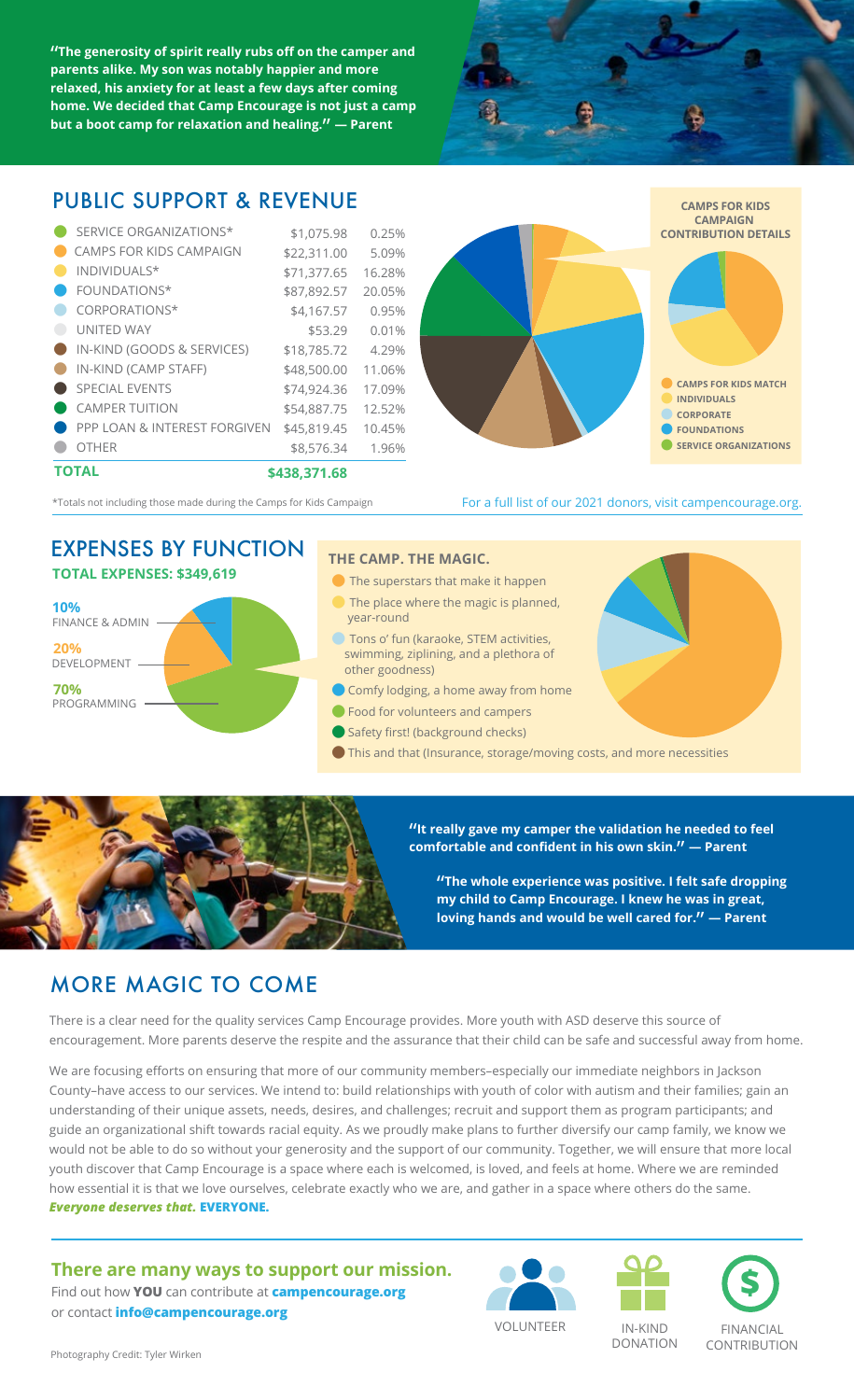**"The generosity of spirit really rubs off on the camper and parents alike. My son was notably happier and more relaxed, his anxiety for at least a few days after coming home. We decided that Camp Encourage is not just a camp but a boot camp for relaxation and healing." — Parent**

## PUBLIC SUPPORT & REVENUE

| | | |
|---|---|---|
| SERVICE ORGANIZATIONS* | $1,075.98 | 0.25% |
| CAMPS FOR KIDS CAMPAIGN | $22,311.00 | 5.09% |
| INDIVIDUALS* | $71,377.65 | 16.28% |
| FOUNDATIONS* | $87,892.57 | 20.05% |
| CORPORATIONS* | $4,167.57 | 0.95% |
| UNITED WAY | $53.29 | 0.01% |
| IN-KIND (GOODS & SERVICES) | $18,785.72 | 4.29% |
| IN-KIND (CAMP STAFF) | $48,500.00 | 11.06% |
| SPECIAL EVENTS | $74,924.36 | 17.09% |
| CAMPER TUITION | $54,887.75 | 12.52% |
| PPP LOAN & INTEREST FORGIVEN | $45,819.45 | 10.45% |
| OTHER | $8,576.34 | 1.96% |
| **TOTAL** | **$438,371.68** | |

*Totals not including those made during the Camps for Kids Campaign

**CAMPS FOR KIDS CAMPAIGN CONTRIBUTION DETAILS**

CAMPS FOR KIDS MATCH
INDIVIDUALS
CORPORATE
FOUNDATIONS
SERVICE ORGANIZATIONS

For a full list of our 2021 donors, visit campencourage.org.

## EXPENSES BY FUNCTION

**TOTAL EXPENSES: $349,619**

10% FINANCE & ADMIN
20% DEVELOPMENT
70% PROGRAMMING

**THE CAMP. THE MAGIC.**

- The superstars that make it happen
- The place where the magic is planned, year-round
- Tons o' fun (karaoke, STEM activities, swimming, ziplining, and a plethora of other goodness)
- Comfy lodging, a home away from home
- Food for volunteers and campers
- Safety first! (background checks)
- This and that (Insurance, storage/moving costs, and more necessities

**"It really gave my camper the validation he needed to feel comfortable and confident in his own skin." — Parent**

**"The whole experience was positive. I felt safe dropping my child to Camp Encourage. I knew he was in great, loving hands and would be well cared for." — Parent**

## MORE MAGIC TO COME

There is a clear need for the quality services Camp Encourage provides. More youth with ASD deserve this source of encouragement. More parents deserve the respite and the assurance that their child can be safe and successful away from home.

We are focusing efforts on ensuring that more of our community members–especially our immediate neighbors in Jackson County–have access to our services. We intend to: build relationships with youth of color with autism and their families; gain an understanding of their unique assets, needs, desires, and challenges; recruit and support them as program participants; and guide an organizational shift towards racial equity. As we proudly make plans to further diversify our camp family, we know we would not be able to do so without your generosity and the support of our community. Together, we will ensure that more local youth discover that Camp Encourage is a space where each is welcomed, is loved, and feels at home. Where we are reminded how essential it is that we love ourselves, celebrate exactly who we are, and gather in a space where others do the same. ***Everyone deserves that.*** **EVERYONE.**

**There are many ways to support our mission.**
Find out how **YOU** can contribute at **campencourage.org** or contact **info@campencourage.org**

VOLUNTEER
IN-KIND DONATION
FINANCIAL CONTRIBUTION

Photography Credit: Tyler Wirken